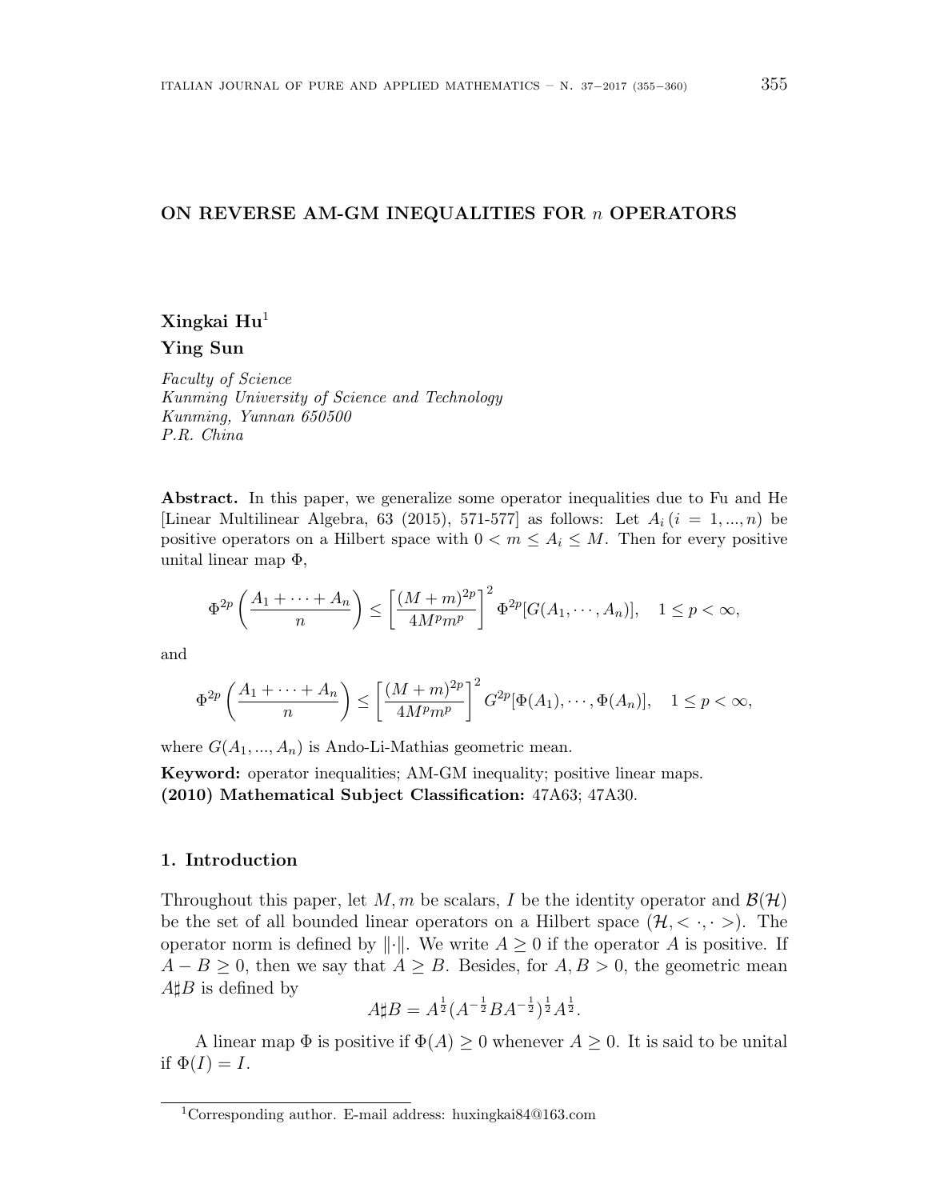# ON REVERSE AM-GM INEQUALITIES FOR $n$ OPERATORS

**Xingkai Hu**[1]

**Ying Sun**

*Faculty of Science*
*Kunming University of Science and Technology*
*Kunming, Yunnan 650500*
*P.R. China*

**Abstract.** In this paper, we generalize some operator inequalities due to Fu and He [Linear Multilinear Algebra, 63 (2015), 571-577] as follows: Let $A_i\,(i = 1, ..., n)$ be positive operators on a Hilbert space with $0 < m \leq A_i \leq M$. Then for every positive unital linear map $\Phi$,

$$\Phi^{2p}\left(\frac{A_1 + \cdots + A_n}{n}\right) \leq \left[\frac{(M+m)^{2p}}{4M^p m^p}\right]^2 \Phi^{2p}[G(A_1, \cdots, A_n)], \quad 1 \leq p < \infty,$$

and

$$\Phi^{2p}\left(\frac{A_1 + \cdots + A_n}{n}\right) \leq \left[\frac{(M+m)^{2p}}{4M^p m^p}\right]^2 G^{2p}[\Phi(A_1), \cdots, \Phi(A_n)], \quad 1 \leq p < \infty,$$

where $G(A_1, ..., A_n)$ is Ando-Li-Mathias geometric mean.

**Keyword:** operator inequalities; AM-GM inequality; positive linear maps.
**(2010) Mathematical Subject Classification:** 47A63; 47A30.

## 1. Introduction

Throughout this paper, let $M, m$ be scalars, $I$ be the identity operator and $\mathcal{B}(\mathcal{H})$ be the set of all bounded linear operators on a Hilbert space $(\mathcal{H}, <\cdot, \cdot>)$. The operator norm is defined by $\|\cdot\|$. We write $A \geq 0$ if the operator $A$ is positive. If $A - B \geq 0$, then we say that $A \geq B$. Besides, for $A, B > 0$, the geometric mean $A\sharp B$ is defined by

$$A\sharp B = A^{\frac{1}{2}}(A^{-\frac{1}{2}}BA^{-\frac{1}{2}})^{\frac{1}{2}}A^{\frac{1}{2}}.$$

A linear map $\Phi$ is positive if $\Phi(A) \geq 0$ whenever $A \geq 0$. It is said to be unital if $\Phi(I) = I$.

[1] Corresponding author. E-mail address: huxingkai84@163.com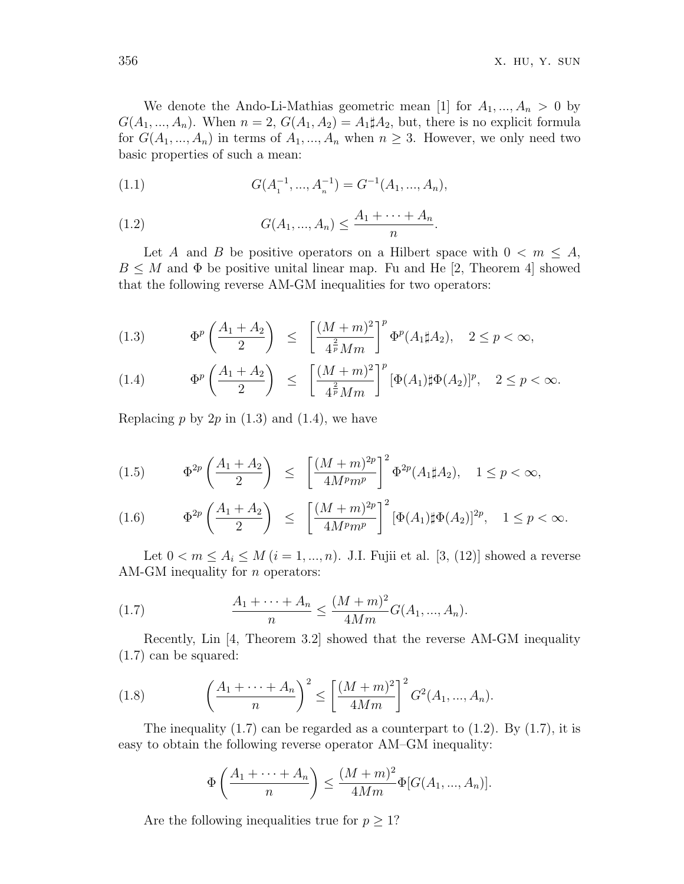We denote the Ando-Li-Mathias geometric mean [1] for $A_1, ..., A_n > 0$ by $G(A_1, ..., A_n)$. When $n = 2$, $G(A_1, A_2) = A_1 \sharp A_2$, but, there is no explicit formula for $G(A_1, ..., A_n)$ in terms of $A_1, ..., A_n$ when $n \geq 3$. However, we only need two basic properties of such a mean:

$$G(A_1^{-1}, ..., A_n^{-1}) = G^{-1}(A_1, ..., A_n), \tag{1.1}$$

$$G(A_1, ..., A_n) \leq \frac{A_1 + \cdots + A_n}{n}. \tag{1.2}$$

Let $A$ and $B$ be positive operators on a Hilbert space with $0 < m \leq A$, $B \leq M$ and $\Phi$ be positive unital linear map. Fu and He [2, Theorem 4] showed that the following reverse AM-GM inequalities for two operators:

$$\Phi^p\left(\frac{A_1 + A_2}{2}\right) \leq \left[\frac{(M+m)^2}{4^{\frac{2}{p}}Mm}\right]^p \Phi^p(A_1 \sharp A_2), \quad 2 \leq p < \infty, \tag{1.3}$$

$$\Phi^p\left(\frac{A_1 + A_2}{2}\right) \leq \left[\frac{(M+m)^2}{4^{\frac{2}{p}}Mm}\right]^p [\Phi(A_1) \sharp \Phi(A_2)]^p, \quad 2 \leq p < \infty. \tag{1.4}$$

Replacing $p$ by $2p$ in (1.3) and (1.4), we have

$$\Phi^{2p}\left(\frac{A_1 + A_2}{2}\right) \leq \left[\frac{(M+m)^{2p}}{4M^p m^p}\right]^2 \Phi^{2p}(A_1 \sharp A_2), \quad 1 \leq p < \infty, \tag{1.5}$$

$$\Phi^{2p}\left(\frac{A_1 + A_2}{2}\right) \leq \left[\frac{(M+m)^{2p}}{4M^p m^p}\right]^2 [\Phi(A_1) \sharp \Phi(A_2)]^{2p}, \quad 1 \leq p < \infty. \tag{1.6}$$

Let $0 < m \leq A_i \leq M$ $(i = 1, ..., n)$. J.I. Fujii et al. [3, (12)] showed a reverse AM-GM inequality for $n$ operators:

$$\frac{A_1 + \cdots + A_n}{n} \leq \frac{(M+m)^2}{4Mm} G(A_1, ..., A_n). \tag{1.7}$$

Recently, Lin [4, Theorem 3.2] showed that the reverse AM-GM inequality (1.7) can be squared:

$$\left(\frac{A_1 + \cdots + A_n}{n}\right)^2 \leq \left[\frac{(M+m)^2}{4Mm}\right]^2 G^2(A_1, ..., A_n). \tag{1.8}$$

The inequality (1.7) can be regarded as a counterpart to (1.2). By (1.7), it is easy to obtain the following reverse operator AM–GM inequality:

$$\Phi\left(\frac{A_1 + \cdots + A_n}{n}\right) \leq \frac{(M+m)^2}{4Mm} \Phi[G(A_1, ..., A_n)].$$

Are the following inequalities true for $p \geq 1$?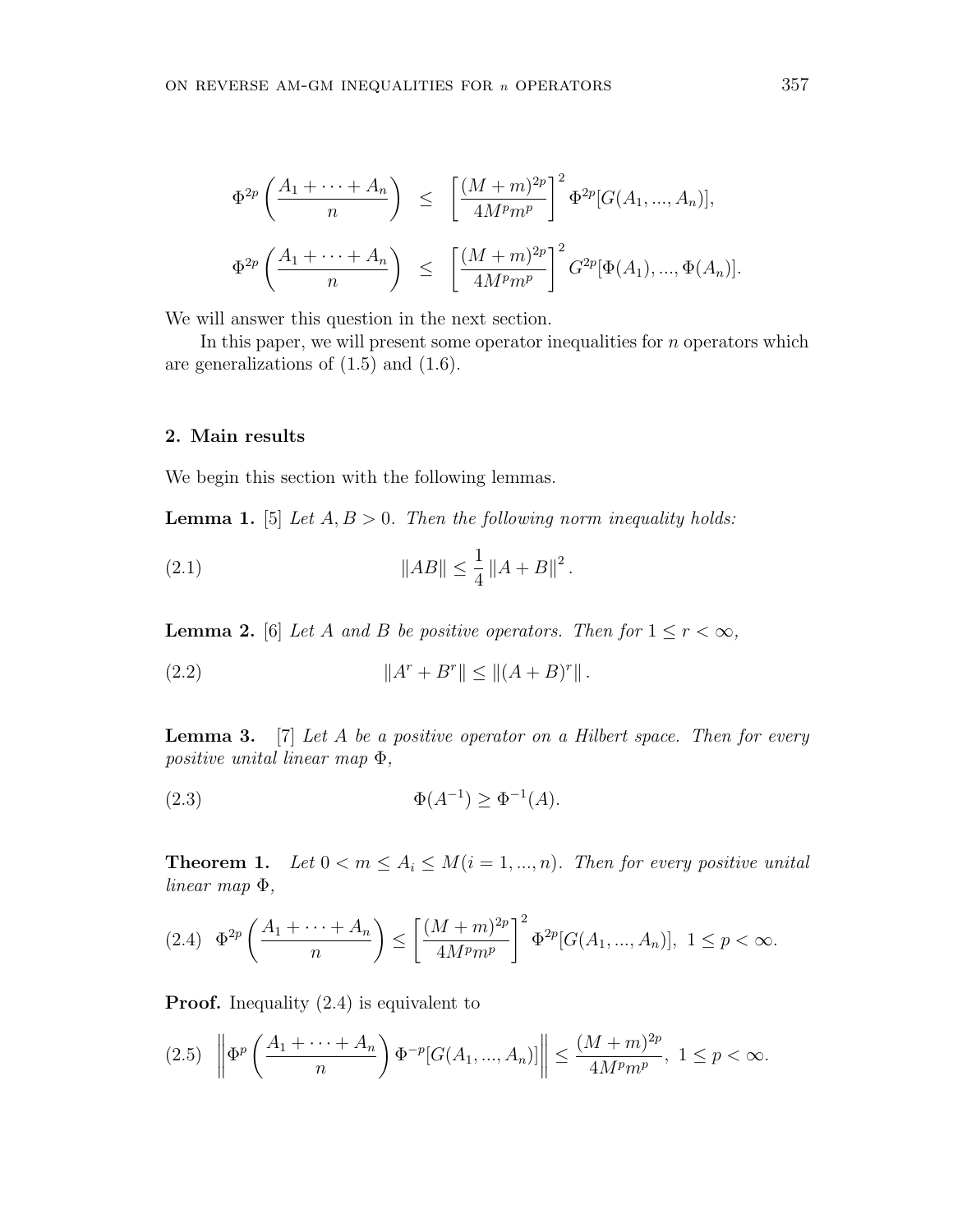$$
\begin{aligned}
\Phi^{2p}\left(\frac{A_1+\cdots+A_n}{n}\right) &\leq \left[\frac{(M+m)^{2p}}{4M^pm^p}\right]^2 \Phi^{2p}[G(A_1,...,A_n)],\\
\Phi^{2p}\left(\frac{A_1+\cdots+A_n}{n}\right) &\leq \left[\frac{(M+m)^{2p}}{4M^pm^p}\right]^2 G^{2p}[\Phi(A_1),...,\Phi(A_n)].
\end{aligned}
$$

We will answer this question in the next section.

In this paper, we will present some operator inequalities for $n$ operators which are generalizations of (1.5) and (1.6).

## 2. Main results

We begin this section with the following lemmas.

**Lemma 1.** [5] *Let $A, B > 0$. Then the following norm inequality holds:*

$$
\|AB\| \leq \frac{1}{4}\|A+B\|^2. \tag{2.1}
$$

**Lemma 2.** [6] *Let $A$ and $B$ be positive operators. Then for $1 \leq r < \infty$,*

$$
\|A^r + B^r\| \leq \|(A+B)^r\|. \tag{2.2}
$$

**Lemma 3.** [7] *Let $A$ be a positive operator on a Hilbert space. Then for every positive unital linear map $\Phi$,*

$$
\Phi(A^{-1}) \geq \Phi^{-1}(A). \tag{2.3}
$$

**Theorem 1.** *Let $0 < m \leq A_i \leq M (i = 1, ..., n)$. Then for every positive unital linear map $\Phi$,*

$$
\Phi^{2p}\left(\frac{A_1+\cdots+A_n}{n}\right) \leq \left[\frac{(M+m)^{2p}}{4M^pm^p}\right]^2 \Phi^{2p}[G(A_1,...,A_n)],\ 1 \leq p < \infty. \tag{2.4}
$$

**Proof.** Inequality (2.4) is equivalent to

$$
\left\|\Phi^p\left(\frac{A_1+\cdots+A_n}{n}\right)\Phi^{-p}[G(A_1,...,A_n)]\right\| \leq \frac{(M+m)^{2p}}{4M^pm^p},\ 1 \leq p < \infty. \tag{2.5}
$$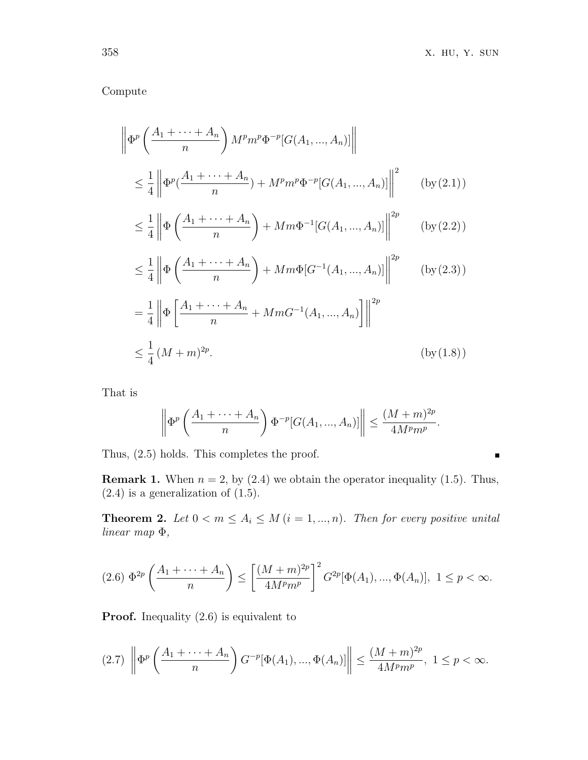Compute

$$
\begin{aligned}
&\left\|\Phi^p\left(\frac{A_1+\cdots+A_n}{n}\right)M^pm^p\Phi^{-p}[G(A_1,...,A_n)]\right\| \\
&\leq \frac{1}{4}\left\|\Phi^p(\frac{A_1+\cdots+A_n}{n})+M^pm^p\Phi^{-p}[G(A_1,...,A_n)]\right\|^2 \qquad (\text{by}\,(2.1)) \\
&\leq \frac{1}{4}\left\|\Phi\left(\frac{A_1+\cdots+A_n}{n}\right)+Mm\Phi^{-1}[G(A_1,...,A_n)]\right\|^{2p} \qquad (\text{by}\,(2.2)) \\
&\leq \frac{1}{4}\left\|\Phi\left(\frac{A_1+\cdots+A_n}{n}\right)+Mm\Phi[G^{-1}(A_1,...,A_n)]\right\|^{2p} \qquad (\text{by}\,(2.3)) \\
&= \frac{1}{4}\left\|\Phi\left[\frac{A_1+\cdots+A_n}{n}+MmG^{-1}(A_1,...,A_n)\right]\right\|^{2p} \\
&\leq \frac{1}{4}\,(M+m)^{2p}. \qquad (\text{by}\,(1.8))
\end{aligned}
$$

That is

$$
\left\|\Phi^p\left(\frac{A_1+\cdots+A_n}{n}\right)\Phi^{-p}[G(A_1,...,A_n)]\right\| \leq \frac{(M+m)^{2p}}{4M^pm^p}.
$$

Thus, (2.5) holds. This completes the proof. ∎

**Remark 1.** When $n=2$, by (2.4) we obtain the operator inequality (1.5). Thus, (2.4) is a generalization of (1.5).

**Theorem 2.** *Let $0<m\leq A_i\leq M\,(i=1,...,n)$. Then for every positive unital linear map $\Phi$,*

$$
(2.6)\ \Phi^{2p}\left(\frac{A_1+\cdots+A_n}{n}\right) \leq \left[\frac{(M+m)^{2p}}{4M^pm^p}\right]^2 G^{2p}[\Phi(A_1),...,\Phi(A_n)],\ 1\leq p<\infty.
$$

**Proof.** Inequality (2.6) is equivalent to

$$
(2.7)\ \left\|\Phi^p\left(\frac{A_1+\cdots+A_n}{n}\right)G^{-p}[\Phi(A_1),...,\Phi(A_n)]\right\| \leq \frac{(M+m)^{2p}}{4M^pm^p},\ 1\leq p<\infty.
$$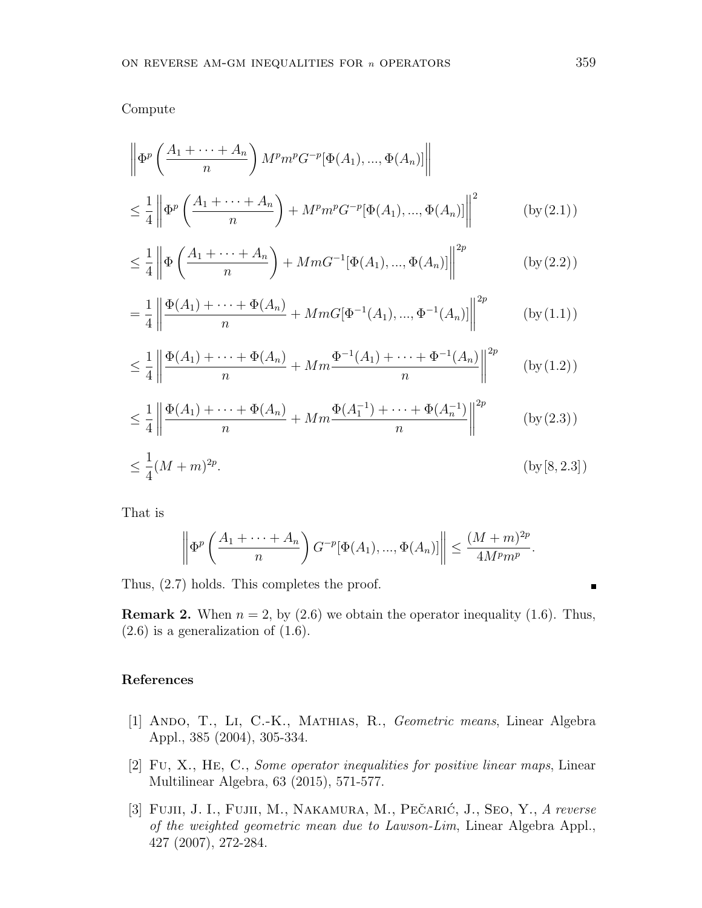Compute

$$
\begin{aligned}
&\left\|\Phi^p\left(\frac{A_1+\cdots+A_n}{n}\right) M^p m^p G^{-p}[\Phi(A_1),...,\Phi(A_n)]\right\| \\
&\leq \frac{1}{4}\left\|\Phi^p\left(\frac{A_1+\cdots+A_n}{n}\right) + M^p m^p G^{-p}[\Phi(A_1),...,\Phi(A_n)]\right\|^2 \qquad (\text{by}\,(2.1)) \\
&\leq \frac{1}{4}\left\|\Phi\left(\frac{A_1+\cdots+A_n}{n}\right) + Mm G^{-1}[\Phi(A_1),...,\Phi(A_n)]\right\|^{2p} \qquad (\text{by}\,(2.2)) \\
&= \frac{1}{4}\left\|\frac{\Phi(A_1)+\cdots+\Phi(A_n)}{n} + Mm G[\Phi^{-1}(A_1),...,\Phi^{-1}(A_n)]\right\|^{2p} \qquad (\text{by}\,(1.1)) \\
&\leq \frac{1}{4}\left\|\frac{\Phi(A_1)+\cdots+\Phi(A_n)}{n} + Mm \frac{\Phi^{-1}(A_1)+\cdots+\Phi^{-1}(A_n)}{n}\right\|^{2p} \qquad (\text{by}\,(1.2)) \\
&\leq \frac{1}{4}\left\|\frac{\Phi(A_1)+\cdots+\Phi(A_n)}{n} + Mm \frac{\Phi(A_1^{-1})+\cdots+\Phi(A_n^{-1})}{n}\right\|^{2p} \qquad (\text{by}\,(2.3)) \\
&\leq \frac{1}{4}(M+m)^{2p}. \qquad (\text{by}\,[8, 2.3])
\end{aligned}
$$

That is

$$
\left\|\Phi^p\left(\frac{A_1+\cdots+A_n}{n}\right) G^{-p}[\Phi(A_1),...,\Phi(A_n)]\right\| \leq \frac{(M+m)^{2p}}{4M^p m^p}.
$$

Thus, (2.7) holds. This completes the proof. ∎

**Remark 2.** When $n = 2$, by (2.6) we obtain the operator inequality (1.6). Thus, (2.6) is a generalization of (1.6).

## References

[1] Ando, T., Li, C.-K., Mathias, R., *Geometric means*, Linear Algebra Appl., 385 (2004), 305-334.

[2] Fu, X., He, C., *Some operator inequalities for positive linear maps*, Linear Multilinear Algebra, 63 (2015), 571-577.

[3] Fujii, J. I., Fujii, M., Nakamura, M., Pečarić, J., Seo, Y., *A reverse of the weighted geometric mean due to Lawson-Lim*, Linear Algebra Appl., 427 (2007), 272-284.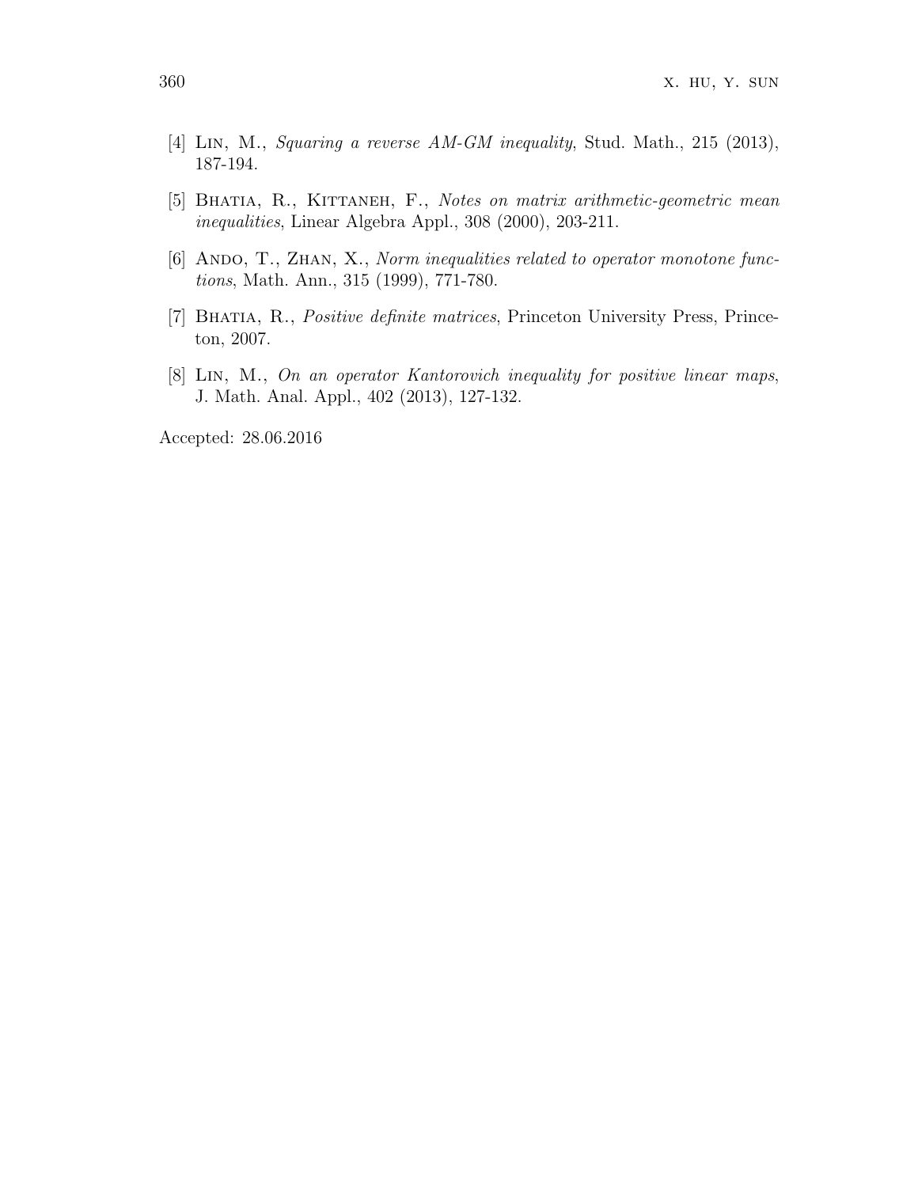[4] Lin, M., *Squaring a reverse AM-GM inequality*, Stud. Math., 215 (2013), 187-194.

[5] Bhatia, R., Kittaneh, F., *Notes on matrix arithmetic-geometric mean inequalities*, Linear Algebra Appl., 308 (2000), 203-211.

[6] Ando, T., Zhan, X., *Norm inequalities related to operator monotone functions*, Math. Ann., 315 (1999), 771-780.

[7] Bhatia, R., *Positive definite matrices*, Princeton University Press, Princeton, 2007.

[8] Lin, M., *On an operator Kantorovich inequality for positive linear maps*, J. Math. Anal. Appl., 402 (2013), 127-132.

Accepted: 28.06.2016